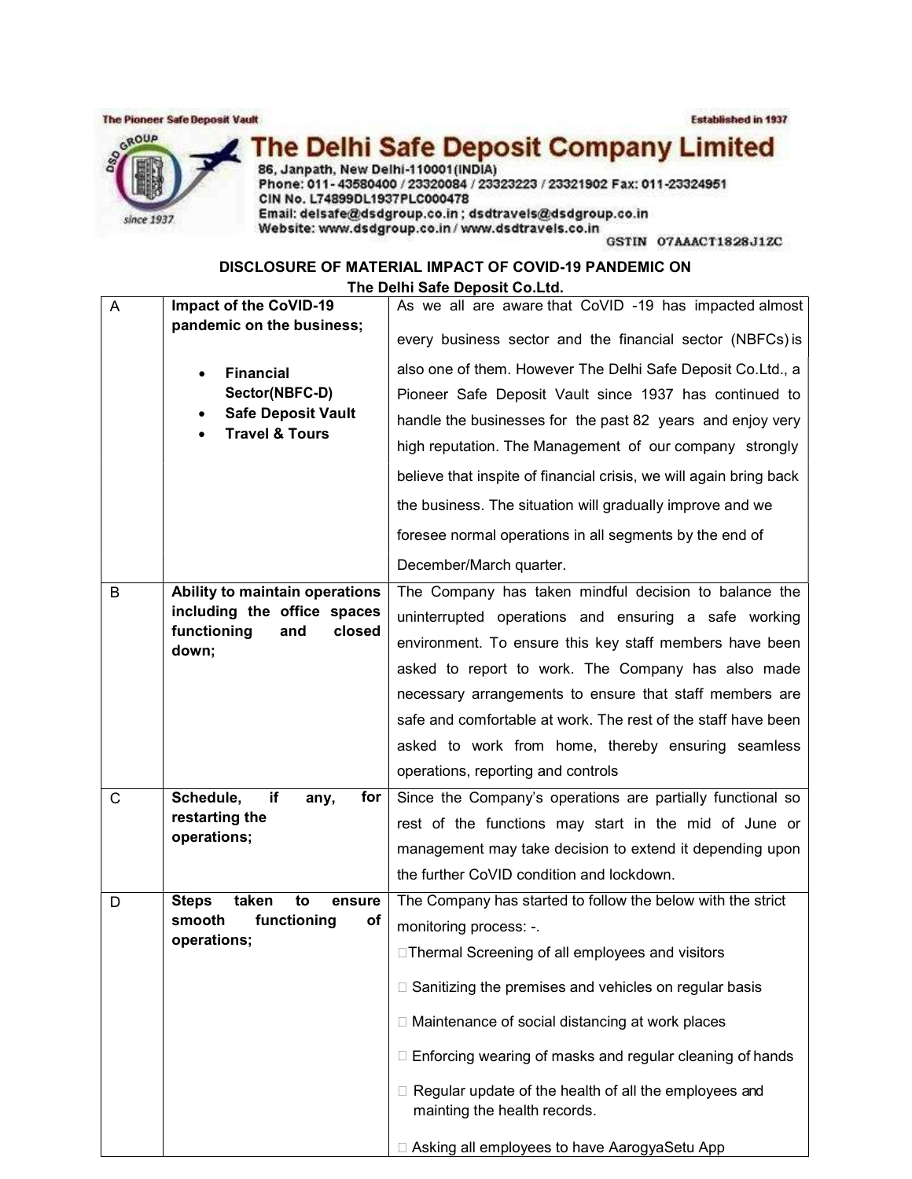The Pioneer Safe Deposit Vault | Established in 1937

# The Delhi Safe Deposit Company Limited

86, Janpath, New Delhi-110001(INDIA)
Phone: 011- 43580400 / 23320084 / 23323223 / 23321902 Fax: 011-23324951
CIN No. L74899DL1937PLC000478
Email: delsafe@dsdgroup.co.in ; dsdtravels@dsdgroup.co.in
Website: www.dsdgroup.co.in / www.dsdtravels.co.in
GSTIN 07AAACT1828J1ZC

## DISCLOSURE OF MATERIAL IMPACT OF COVID-19 PANDEMIC ON The Delhi Safe Deposit Co.Ltd.

| | | |
|---|---|---|
| A | **Impact of the CoVID-19 pandemic on the business;**<br>• **Financial Sector(NBFC-D)**<br>• **Safe Deposit Vault**<br>• **Travel & Tours** | As we all are aware that CoVID -19 has impacted almost every business sector and the financial sector (NBFCs) is also one of them. However The Delhi Safe Deposit Co.Ltd., a Pioneer Safe Deposit Vault since 1937 has continued to handle the businesses for the past 82 years and enjoy very high reputation. The Management of our company strongly believe that inspite of financial crisis, we will again bring back the business. The situation will gradually improve and we foresee normal operations in all segments by the end of December/March quarter. |
| B | **Ability to maintain operations including the office spaces functioning and closed down;** | The Company has taken mindful decision to balance the uninterrupted operations and ensuring a safe working environment. To ensure this key staff members have been asked to report to work. The Company has also made necessary arrangements to ensure that staff members are safe and comfortable at work. The rest of the staff have been asked to work from home, thereby ensuring seamless operations, reporting and controls |
| C | **Schedule, if any, for restarting the operations;** | Since the Company's operations are partially functional so rest of the functions may start in the mid of June or management may take decision to extend it depending upon the further CoVID condition and lockdown. |
| D | **Steps taken to ensure smooth functioning of operations;** | The Company has started to follow the below with the strict monitoring process: -.<br>□ Thermal Screening of all employees and visitors<br>□ Sanitizing the premises and vehicles on regular basis<br>□ Maintenance of social distancing at work places<br>□ Enforcing wearing of masks and regular cleaning of hands<br>□ Regular update of the health of all the employees and mainting the health records.<br>□ Asking all employees to have AarogyaSetu App |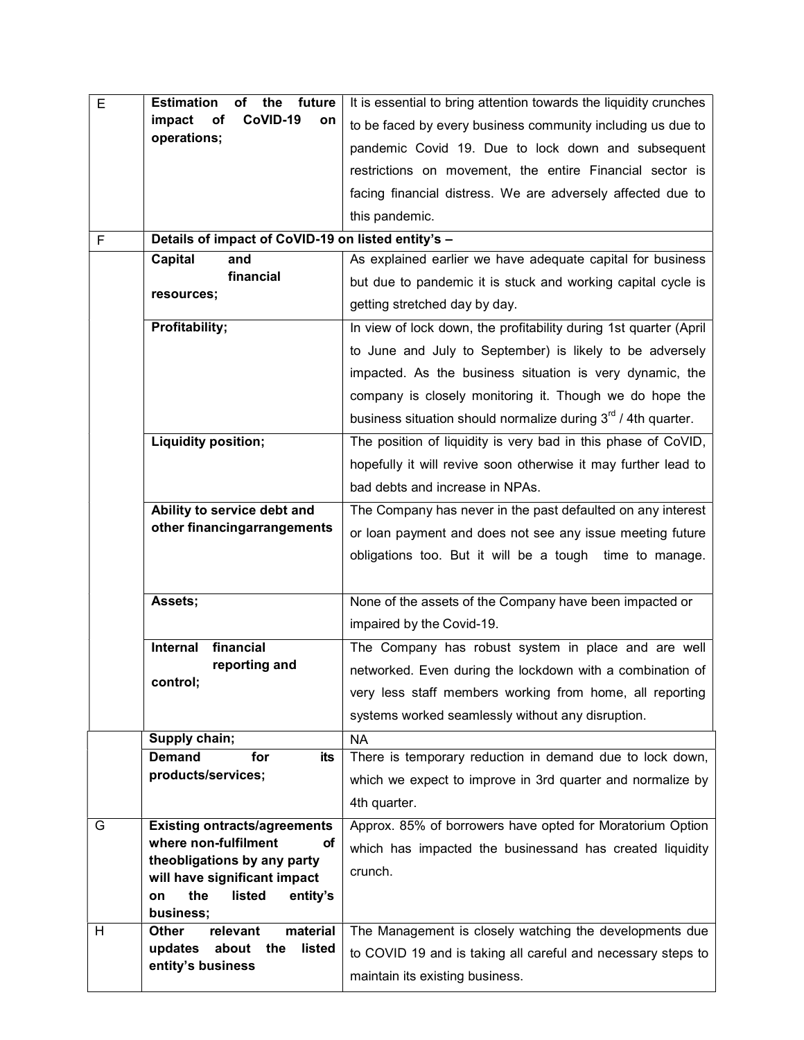| | | |
|---|---|---|
| E | **Estimation of the future impact of CoVID-19 on operations;** | It is essential to bring attention towards the liquidity crunches to be faced by every business community including us due to pandemic Covid 19. Due to lock down and subsequent restrictions on movement, the entire Financial sector is facing financial distress. We are adversely affected due to this pandemic. |
| F | **Details of impact of CoVID-19 on listed entity's –** | |
| | **Capital and financial resources;** | As explained earlier we have adequate capital for business but due to pandemic it is stuck and working capital cycle is getting stretched day by day. |
| | **Profitability;** | In view of lock down, the profitability during 1st quarter (April to June and July to September) is likely to be adversely impacted. As the business situation is very dynamic, the company is closely monitoring it. Though we do hope the business situation should normalize during 3rd / 4th quarter. |
| | **Liquidity position;** | The position of liquidity is very bad in this phase of CoVID, hopefully it will revive soon otherwise it may further lead to bad debts and increase in NPAs. |
| | **Ability to service debt and other financingarrangements** | The Company has never in the past defaulted on any interest or loan payment and does not see any issue meeting future obligations too. But it will be a tough time to manage. |
| | **Assets;** | None of the assets of the Company have been impacted or impaired by the Covid-19. |
| | **Internal financial reporting and control;** | The Company has robust system in place and are well networked. Even during the lockdown with a combination of very less staff members working from home, all reporting systems worked seamlessly without any disruption. |
| | **Supply chain;** | NA |
| | **Demand for its products/services;** | There is temporary reduction in demand due to lock down, which we expect to improve in 3rd quarter and normalize by 4th quarter. |
| G | **Existing ontracts/agreements where non-fulfilment of theobligations by any party will have significant impact on the listed entity's business;** | Approx. 85% of borrowers have opted for Moratorium Option which has impacted the businessand has created liquidity crunch. |
| H | **Other relevant material updates about the listed entity's business** | The Management is closely watching the developments due to COVID 19 and is taking all careful and necessary steps to maintain its existing business. |